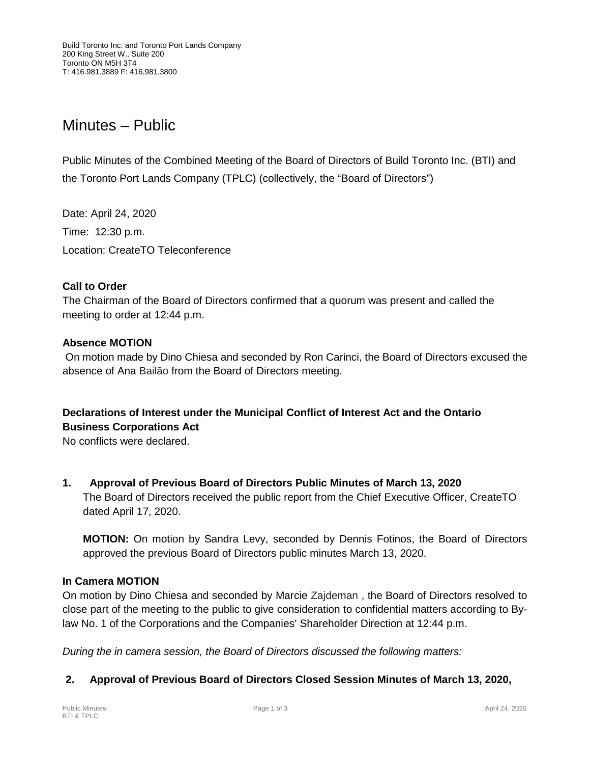Build Toronto Inc. and Toronto Port Lands Company
200 King Street W., Suite 200
Toronto ON M5H 3T4
T: 416.981.3889 F: 416.981.3800

# Minutes – Public

Public Minutes of the Combined Meeting of the Board of Directors of Build Toronto Inc. (BTI) and the Toronto Port Lands Company (TPLC) (collectively, the "Board of Directors")

Date: April 24, 2020

Time: 12:30 p.m.

Location: CreateTO Teleconference

**Call to Order**

The Chairman of the Board of Directors confirmed that a quorum was present and called the meeting to order at 12:44 p.m.

**Absence MOTION**

On motion made by Dino Chiesa and seconded by Ron Carinci, the Board of Directors excused the absence of Ana Bailão from the Board of Directors meeting.

**Declarations of Interest under the Municipal Conflict of Interest Act and the Ontario Business Corporations Act**

No conflicts were declared.

**1. Approval of Previous Board of Directors Public Minutes of March 13, 2020**

The Board of Directors received the public report from the Chief Executive Officer, CreateTO dated April 17, 2020.

**MOTION:** On motion by Sandra Levy, seconded by Dennis Fotinos, the Board of Directors approved the previous Board of Directors public minutes March 13, 2020.

**In Camera MOTION**

On motion by Dino Chiesa and seconded by Marcie Zajdeman , the Board of Directors resolved to close part of the meeting to the public to give consideration to confidential matters according to By-law No. 1 of the Corporations and the Companies' Shareholder Direction at 12:44 p.m.

*During the in camera session, the Board of Directors discussed the following matters:*

**2. Approval of Previous Board of Directors Closed Session Minutes of March 13, 2020,**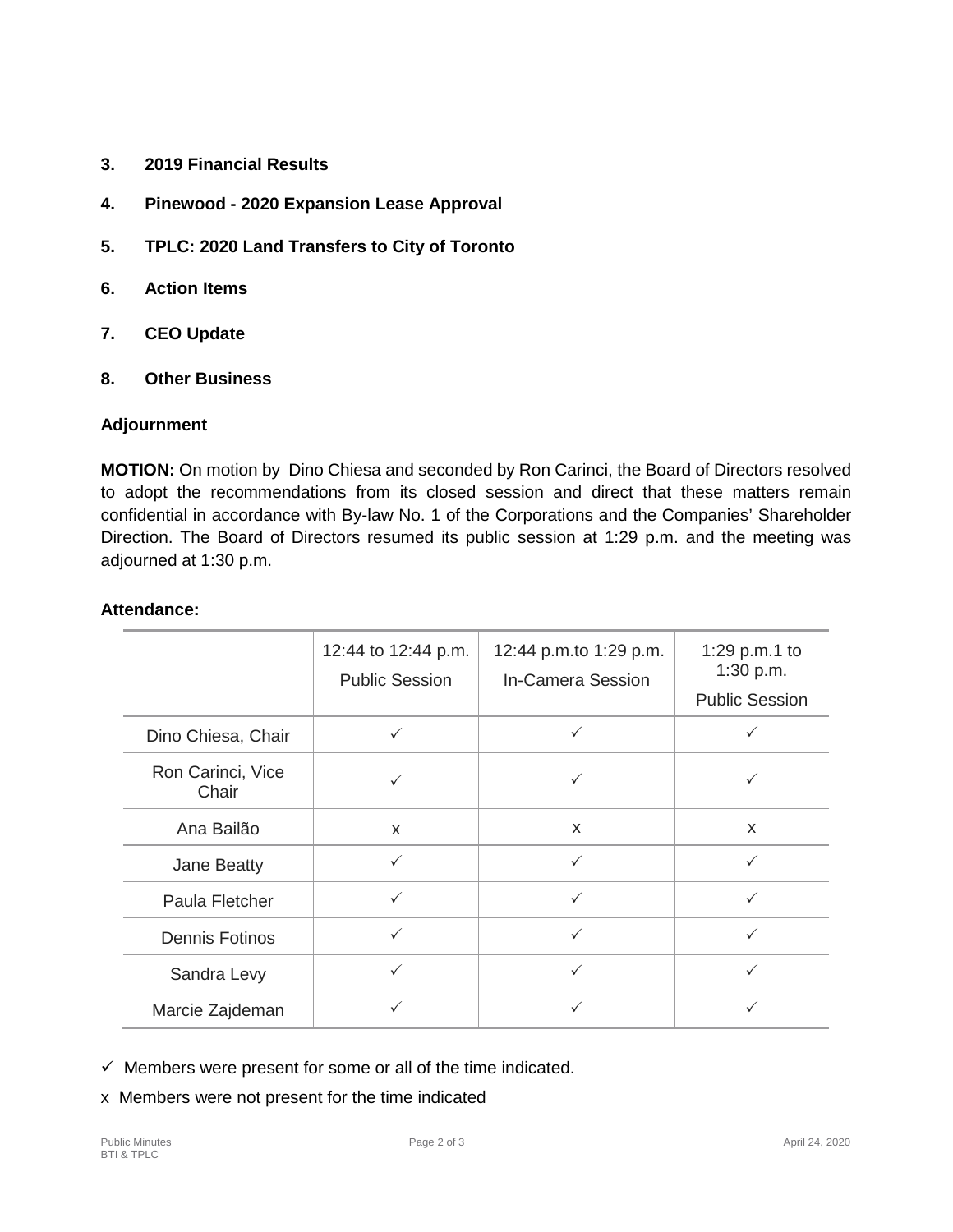**3. 2019 Financial Results**

**4. Pinewood - 2020 Expansion Lease Approval**

**5. TPLC: 2020 Land Transfers to City of Toronto**

**6. Action Items**

**7. CEO Update**

**8. Other Business**

**Adjournment**

**MOTION:** On motion by Dino Chiesa and seconded by Ron Carinci, the Board of Directors resolved to adopt the recommendations from its closed session and direct that these matters remain confidential in accordance with By-law No. 1 of the Corporations and the Companies' Shareholder Direction. The Board of Directors resumed its public session at 1:29 p.m. and the meeting was adjourned at 1:30 p.m.

**Attendance:**

| | 12:44 to 12:44 p.m. Public Session | 12:44 p.m.to 1:29 p.m. In-Camera Session | 1:29 p.m.1 to 1:30 p.m. Public Session |
|---|---|---|---|
| Dino Chiesa, Chair | ✓ | ✓ | ✓ |
| Ron Carinci, Vice Chair | ✓ | ✓ | ✓ |
| Ana Bailão | x | x | x |
| Jane Beatty | ✓ | ✓ | ✓ |
| Paula Fletcher | ✓ | ✓ | ✓ |
| Dennis Fotinos | ✓ | ✓ | ✓ |
| Sandra Levy | ✓ | ✓ | ✓ |
| Marcie Zajdeman | ✓ | ✓ | ✓ |

✓ Members were present for some or all of the time indicated.

x Members were not present for the time indicated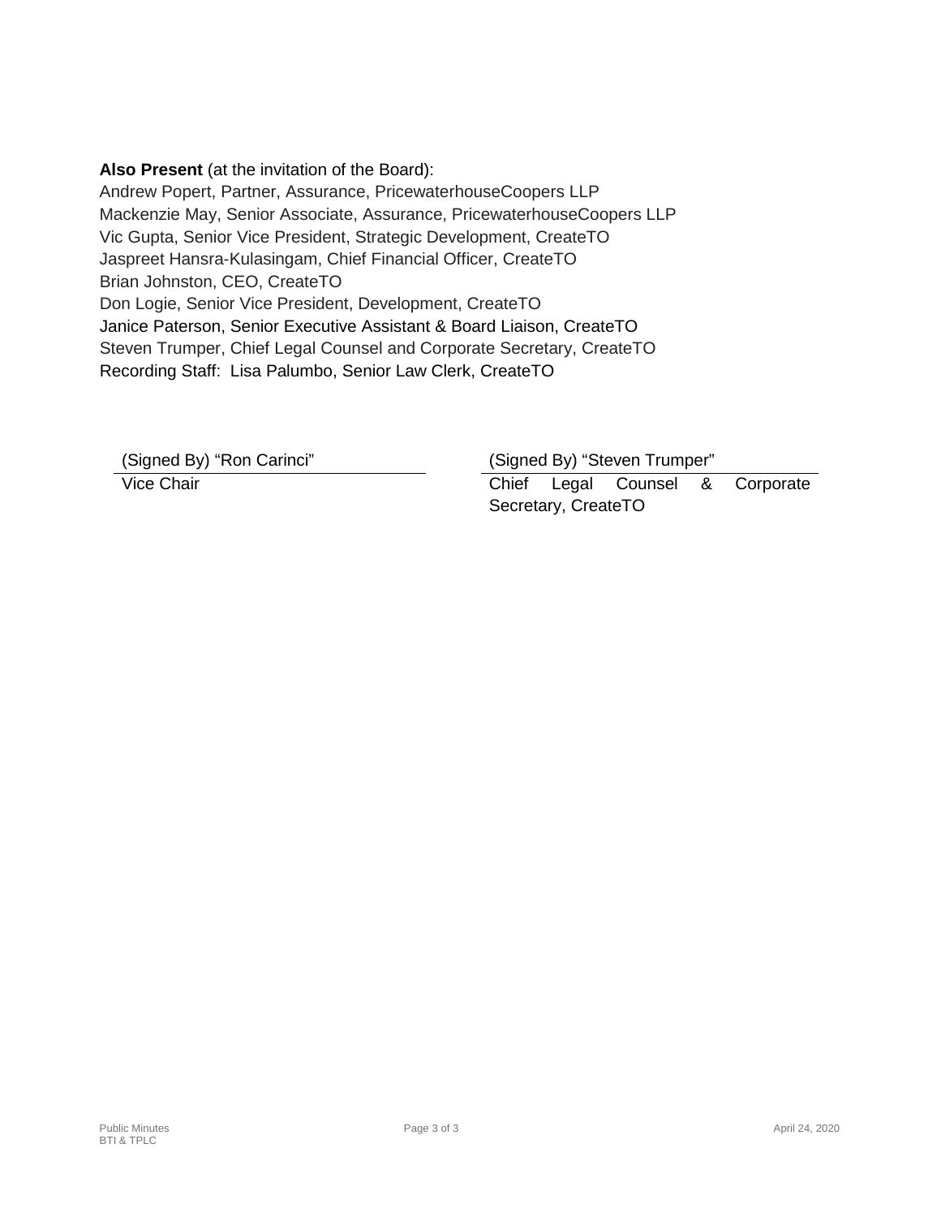**Also Present** (at the invitation of the Board):
Andrew Popert, Partner, Assurance, PricewaterhouseCoopers LLP
Mackenzie May, Senior Associate, Assurance, PricewaterhouseCoopers LLP
Vic Gupta, Senior Vice President, Strategic Development, CreateTO
Jaspreet Hansra-Kulasingam, Chief Financial Officer, CreateTO
Brian Johnston, CEO, CreateTO
Don Logie, Senior Vice President, Development, CreateTO
Janice Paterson, Senior Executive Assistant & Board Liaison, CreateTO
Steven Trumper, Chief Legal Counsel and Corporate Secretary, CreateTO
Recording Staff: Lisa Palumbo, Senior Law Clerk, CreateTO

(Signed By) "Ron Carinci"
Vice Chair

(Signed By) "Steven Trumper"
Chief Legal Counsel & Corporate Secretary, CreateTO